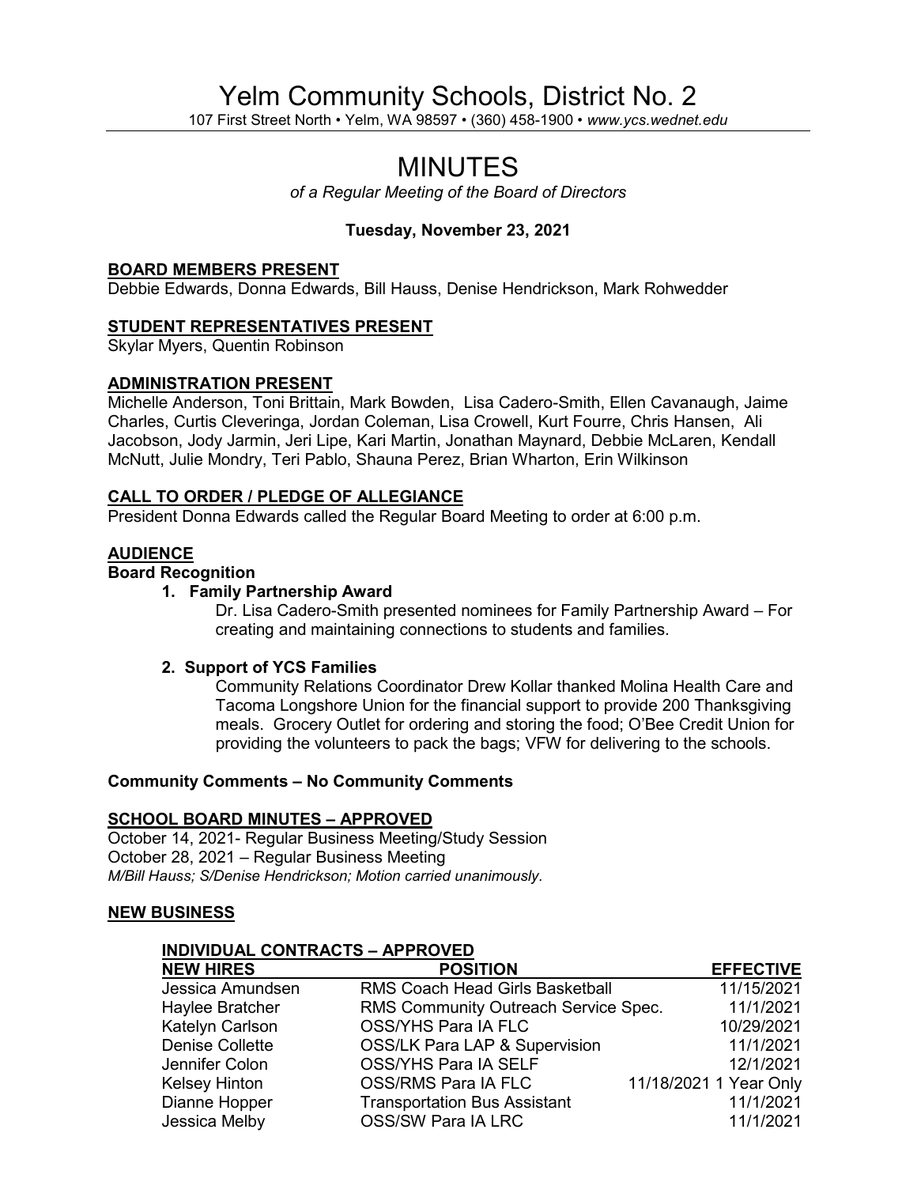# Yelm Community Schools, District No. 2

107 First Street North • Yelm, WA 98597 • (360) 458-1900 • *www.ycs.wednet.edu*

# MINUTES

*of a Regular Meeting of the Board of Directors*

**Tuesday, November 23, 2021**

## BOARD MEMBERS PRESENT

Debbie Edwards, Donna Edwards, Bill Hauss, Denise Hendrickson, Mark Rohwedder

## STUDENT REPRESENTATIVES PRESENT

Skylar Myers, Quentin Robinson

## ADMINISTRATION PRESENT

Michelle Anderson, Toni Brittain, Mark Bowden, Lisa Cadero-Smith, Ellen Cavanaugh, Jaime Charles, Curtis Cleveringa, Jordan Coleman, Lisa Crowell, Kurt Fourre, Chris Hansen, Ali Jacobson, Jody Jarmin, Jeri Lipe, Kari Martin, Jonathan Maynard, Debbie McLaren, Kendall McNutt, Julie Mondry, Teri Pablo, Shauna Perez, Brian Wharton, Erin Wilkinson

## CALL TO ORDER / PLEDGE OF ALLEGIANCE

President Donna Edwards called the Regular Board Meeting to order at 6:00 p.m.

## AUDIENCE

### Board Recognition

1. **Family Partnership Award**

   Dr. Lisa Cadero-Smith presented nominees for Family Partnership Award – For creating and maintaining connections to students and families.

2. **Support of YCS Families**

   Community Relations Coordinator Drew Kollar thanked Molina Health Care and Tacoma Longshore Union for the financial support to provide 200 Thanksgiving meals. Grocery Outlet for ordering and storing the food; O'Bee Credit Union for providing the volunteers to pack the bags; VFW for delivering to the schools.

**Community Comments – No Community Comments**

## SCHOOL BOARD MINUTES – APPROVED

October 14, 2021- Regular Business Meeting/Study Session
October 28, 2021 – Regular Business Meeting
*M/Bill Hauss; S/Denise Hendrickson; Motion carried unanimously.*

## NEW BUSINESS

### INDIVIDUAL CONTRACTS – APPROVED

| NEW HIRES | POSITION | EFFECTIVE |
|---|---|---|
| Jessica Amundsen | RMS Coach Head Girls Basketball | 11/15/2021 |
| Haylee Bratcher | RMS Community Outreach Service Spec. | 11/1/2021 |
| Katelyn Carlson | OSS/YHS Para IA FLC | 10/29/2021 |
| Denise Collette | OSS/LK Para LAP & Supervision | 11/1/2021 |
| Jennifer Colon | OSS/YHS Para IA SELF | 12/1/2021 |
| Kelsey Hinton | OSS/RMS Para IA FLC | 11/18/2021 1 Year Only |
| Dianne Hopper | Transportation Bus Assistant | 11/1/2021 |
| Jessica Melby | OSS/SW Para IA LRC | 11/1/2021 |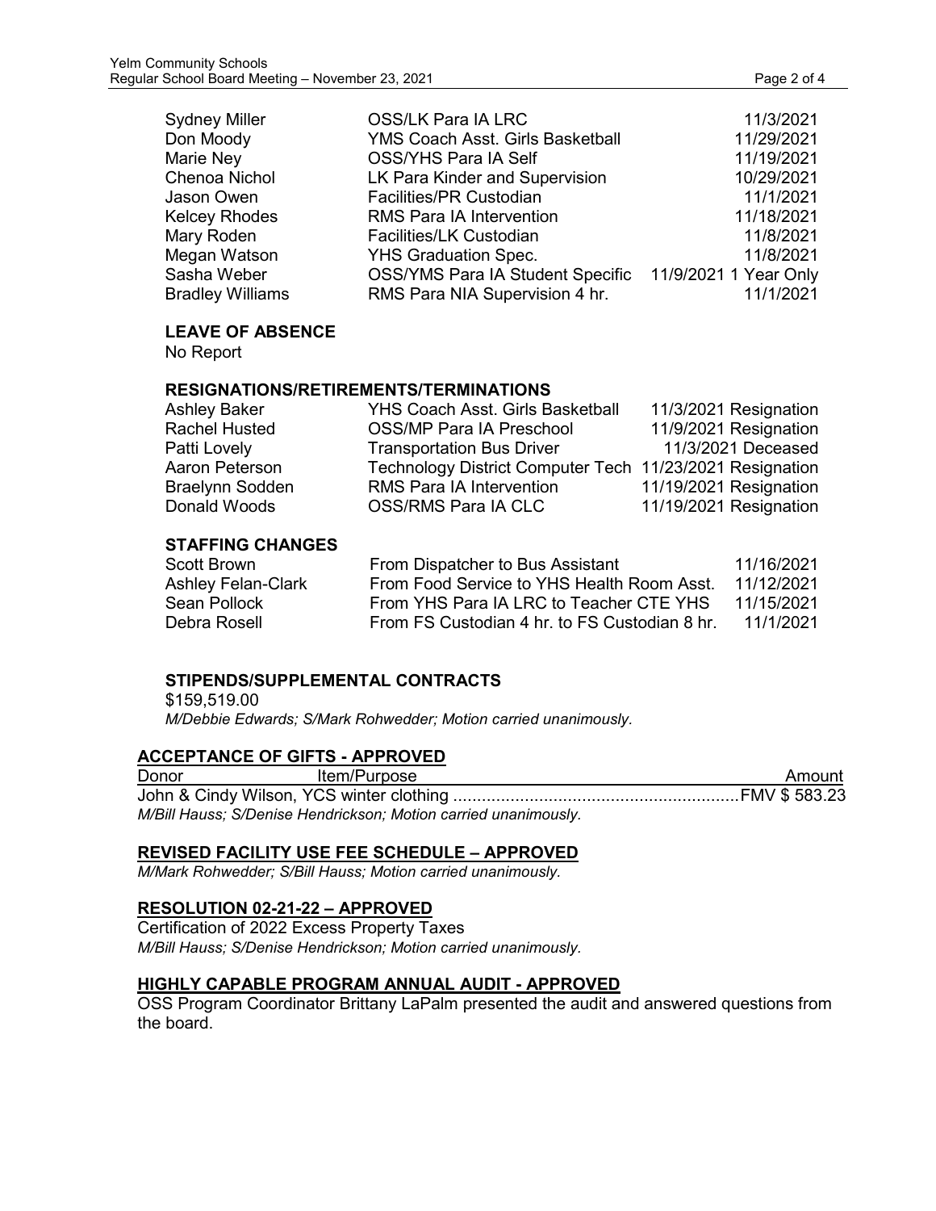| | | |
|---|---|---|
| Sydney Miller | OSS/LK Para IA LRC | 11/3/2021 |
| Don Moody | YMS Coach Asst. Girls Basketball | 11/29/2021 |
| Marie Ney | OSS/YHS Para IA Self | 11/19/2021 |
| Chenoa Nichol | LK Para Kinder and Supervision | 10/29/2021 |
| Jason Owen | Facilities/PR Custodian | 11/1/2021 |
| Kelcey Rhodes | RMS Para IA Intervention | 11/18/2021 |
| Mary Roden | Facilities/LK Custodian | 11/8/2021 |
| Megan Watson | YHS Graduation Spec. | 11/8/2021 |
| Sasha Weber | OSS/YMS Para IA Student Specific | 11/9/2021 1 Year Only |
| Bradley Williams | RMS Para NIA Supervision 4 hr. | 11/1/2021 |

**LEAVE OF ABSENCE**

No Report

**RESIGNATIONS/RETIREMENTS/TERMINATIONS**

| | | |
|---|---|---|
| Ashley Baker | YHS Coach Asst. Girls Basketball | 11/3/2021 Resignation |
| Rachel Husted | OSS/MP Para IA Preschool | 11/9/2021 Resignation |
| Patti Lovely | Transportation Bus Driver | 11/3/2021 Deceased |
| Aaron Peterson | Technology District Computer Tech | 11/23/2021 Resignation |
| Braelynn Sodden | RMS Para IA Intervention | 11/19/2021 Resignation |
| Donald Woods | OSS/RMS Para IA CLC | 11/19/2021 Resignation |

**STAFFING CHANGES**

| | | |
|---|---|---|
| Scott Brown | From Dispatcher to Bus Assistant | 11/16/2021 |
| Ashley Felan-Clark | From Food Service to YHS Health Room Asst. | 11/12/2021 |
| Sean Pollock | From YHS Para IA LRC to Teacher CTE YHS | 11/15/2021 |
| Debra Rosell | From FS Custodian 4 hr. to FS Custodian 8 hr. | 11/1/2021 |

**STIPENDS/SUPPLEMENTAL CONTRACTS**

$159,519.00

*M/Debbie Edwards; S/Mark Rohwedder; Motion carried unanimously.*

## ACCEPTANCE OF GIFTS - APPROVED

| Donor | Item/Purpose | Amount |
|---|---|---|
| John & Cindy Wilson, YCS winter clothing | | FMV $ 583.23 |

*M/Bill Hauss; S/Denise Hendrickson; Motion carried unanimously.*

## REVISED FACILITY USE FEE SCHEDULE – APPROVED

*M/Mark Rohwedder; S/Bill Hauss; Motion carried unanimously.*

## RESOLUTION 02-21-22 – APPROVED

Certification of 2022 Excess Property Taxes

*M/Bill Hauss; S/Denise Hendrickson; Motion carried unanimously.*

## HIGHLY CAPABLE PROGRAM ANNUAL AUDIT - APPROVED

OSS Program Coordinator Brittany LaPalm presented the audit and answered questions from the board.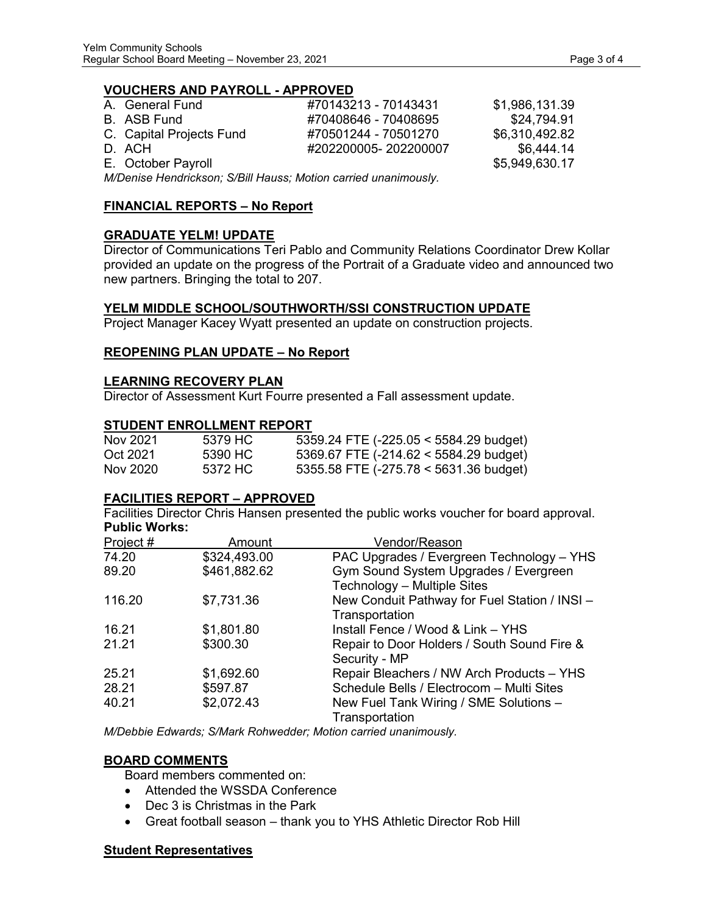## VOUCHERS AND PAYROLL - APPROVED

| | | |
|---|---|---|
| A. General Fund | #70143213 - 70143431 | $1,986,131.39 |
| B. ASB Fund | #70408646 - 70408695 | $24,794.91 |
| C. Capital Projects Fund | #70501244 - 70501270 | $6,310,492.82 |
| D. ACH | #202200005- 202200007 | $6,444.14 |
| E. October Payroll | | $5,949,630.17 |

*M/Denise Hendrickson; S/Bill Hauss; Motion carried unanimously.*

## FINANCIAL REPORTS – No Report

## GRADUATE YELM! UPDATE

Director of Communications Teri Pablo and Community Relations Coordinator Drew Kollar provided an update on the progress of the Portrait of a Graduate video and announced two new partners. Bringing the total to 207.

## YELM MIDDLE SCHOOL/SOUTHWORTH/SSI CONSTRUCTION UPDATE

Project Manager Kacey Wyatt presented an update on construction projects.

## REOPENING PLAN UPDATE – No Report

## LEARNING RECOVERY PLAN

Director of Assessment Kurt Fourre presented a Fall assessment update.

## STUDENT ENROLLMENT REPORT

| | | |
|---|---|---|
| Nov 2021 | 5379 HC | 5359.24 FTE (-225.05 < 5584.29 budget) |
| Oct 2021 | 5390 HC | 5369.67 FTE (-214.62 < 5584.29 budget) |
| Nov 2020 | 5372 HC | 5355.58 FTE (-275.78 < 5631.36 budget) |

## FACILITIES REPORT – APPROVED

Facilities Director Chris Hansen presented the public works voucher for board approval.

**Public Works:**

| Project # | Amount | Vendor/Reason |
|---|---|---|
| 74.20 | $324,493.00 | PAC Upgrades / Evergreen Technology – YHS |
| 89.20 | $461,882.62 | Gym Sound System Upgrades / Evergreen Technology – Multiple Sites |
| 116.20 | $7,731.36 | New Conduit Pathway for Fuel Station / INSI – Transportation |
| 16.21 | $1,801.80 | Install Fence / Wood & Link – YHS |
| 21.21 | $300.30 | Repair to Door Holders / South Sound Fire & Security - MP |
| 25.21 | $1,692.60 | Repair Bleachers / NW Arch Products – YHS |
| 28.21 | $597.87 | Schedule Bells / Electrocom – Multi Sites |
| 40.21 | $2,072.43 | New Fuel Tank Wiring / SME Solutions – Transportation |

*M/Debbie Edwards; S/Mark Rohwedder; Motion carried unanimously.*

## BOARD COMMENTS

Board members commented on:

- Attended the WSSDA Conference
- Dec 3 is Christmas in the Park
- Great football season – thank you to YHS Athletic Director Rob Hill

## Student Representatives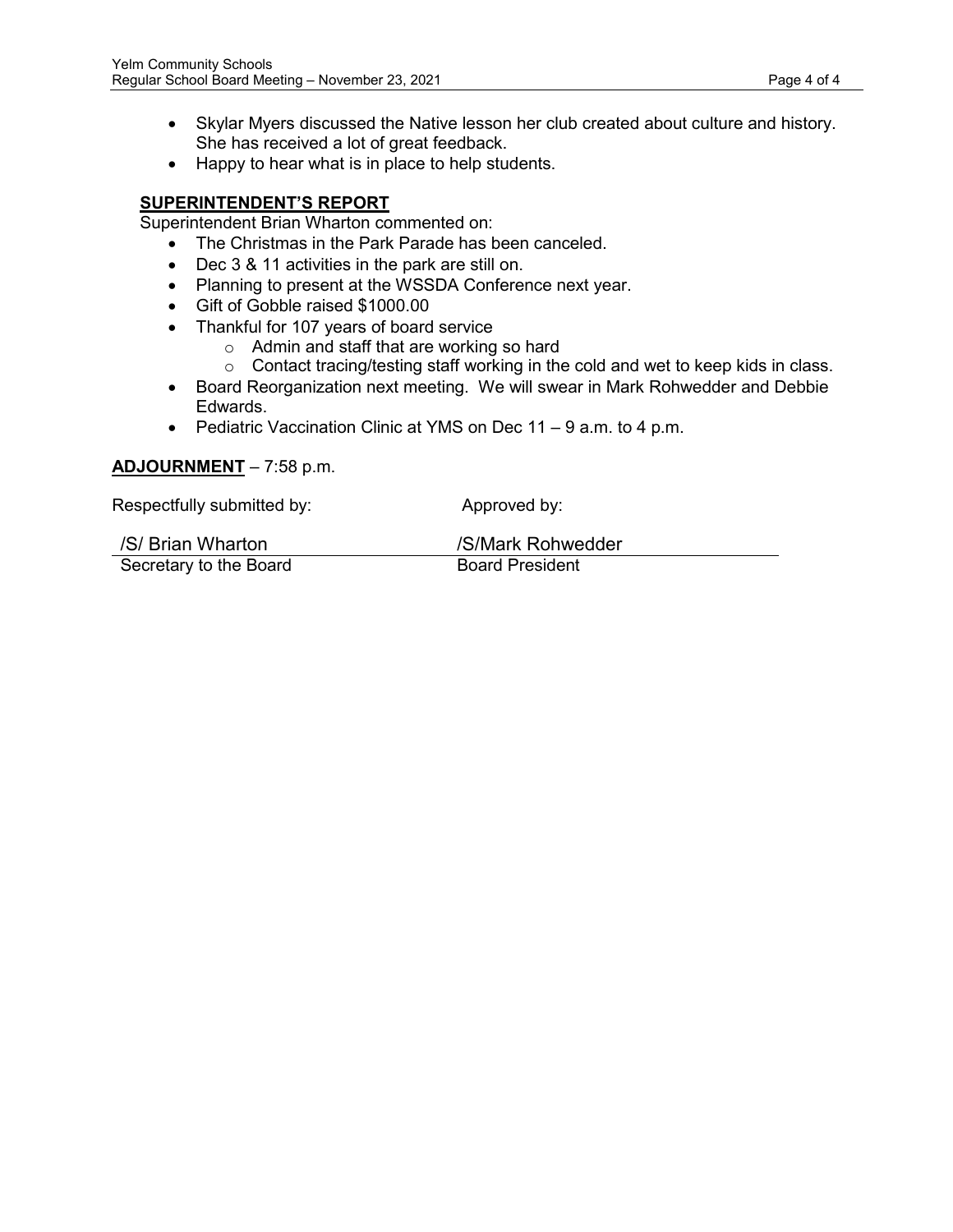- Skylar Myers discussed the Native lesson her club created about culture and history. She has received a lot of great feedback.
- Happy to hear what is in place to help students.

**SUPERINTENDENT'S REPORT**

Superintendent Brian Wharton commented on:

- The Christmas in the Park Parade has been canceled.
- Dec 3 & 11 activities in the park are still on.
- Planning to present at the WSSDA Conference next year.
- Gift of Gobble raised $1000.00
- Thankful for 107 years of board service
  - Admin and staff that are working so hard
  - Contact tracing/testing staff working in the cold and wet to keep kids in class.
- Board Reorganization next meeting. We will swear in Mark Rohwedder and Debbie Edwards.
- Pediatric Vaccination Clinic at YMS on Dec 11 – 9 a.m. to 4 p.m.

**ADJOURNMENT** – 7:58 p.m.

| Respectfully submitted by: | Approved by: |
| --- | --- |
| /S/ Brian Wharton | /S/Mark Rohwedder |
| Secretary to the Board | Board President |